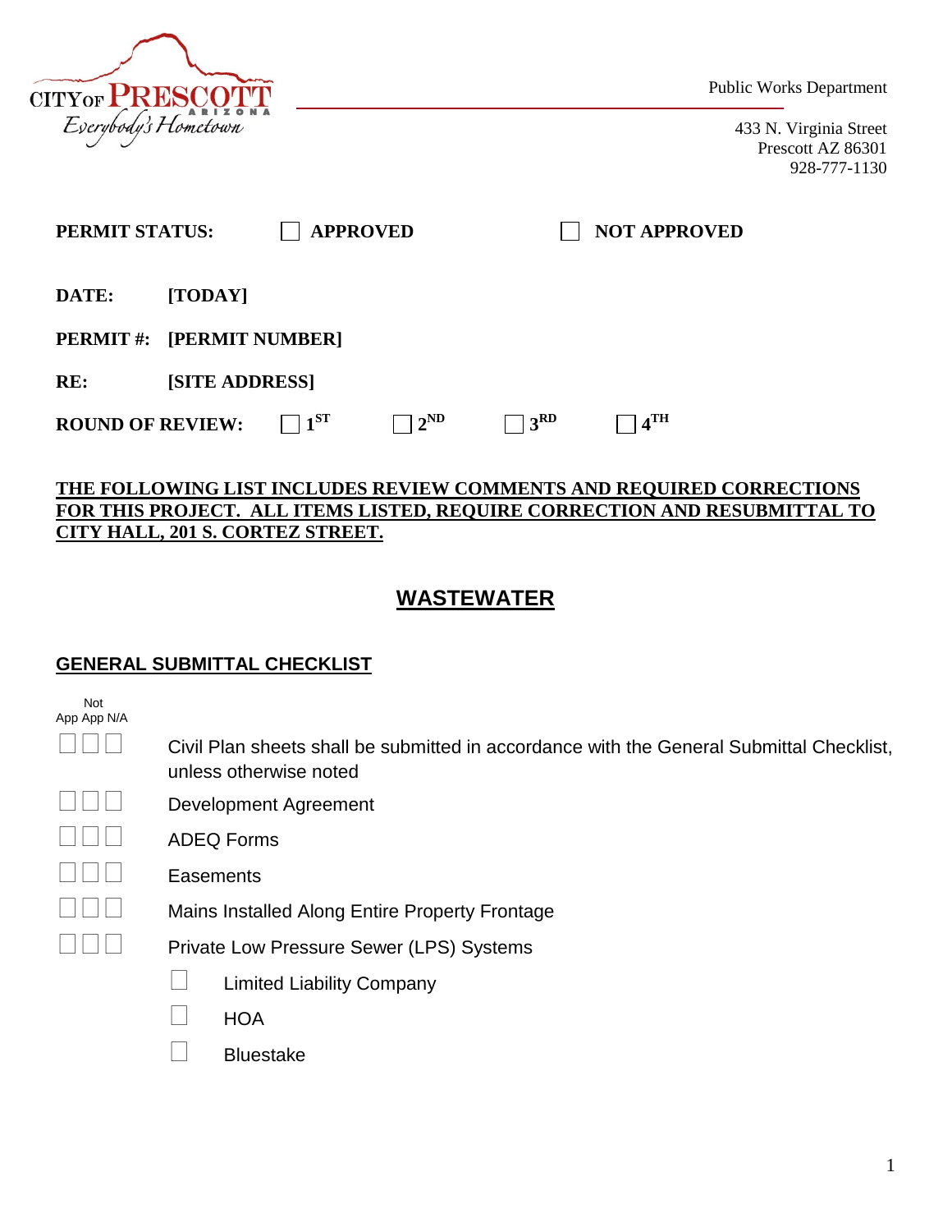CITY OF PRESCOTT ARIZONA
*Everybody's Hometown*

Public Works Department

433 N. Virginia Street
Prescott AZ 86301
928-777-1130

**PERMIT STATUS:** ☐ **APPROVED** ☐ **NOT APPROVED**

**DATE:** **[TODAY]**

**PERMIT #:** **[PERMIT NUMBER]**

**RE:** **[SITE ADDRESS]**

**ROUND OF REVIEW:** ☐ **1ST** ☐ **2ND** ☐ **3RD** ☐ **4TH**

**THE FOLLOWING LIST INCLUDES REVIEW COMMENTS AND REQUIRED CORRECTIONS FOR THIS PROJECT. ALL ITEMS LISTED, REQUIRE CORRECTION AND RESUBMITTAL TO CITY HALL, 201 S. CORTEZ STREET.**

## WASTEWATER

### GENERAL SUBMITTAL CHECKLIST

| App | Not App | N/A | Item |
|---|---|---|---|
| ☐ | ☐ | ☐ | Civil Plan sheets shall be submitted in accordance with the General Submittal Checklist, unless otherwise noted |
| ☐ | ☐ | ☐ | Development Agreement |
| ☐ | ☐ | ☐ | ADEQ Forms |
| ☐ | ☐ | ☐ | Easements |
| ☐ | ☐ | ☐ | Mains Installed Along Entire Property Frontage |
| ☐ | ☐ | ☐ | Private Low Pressure Sewer (LPS) Systems |

- ☐ Limited Liability Company
- ☐ HOA
- ☐ Bluestake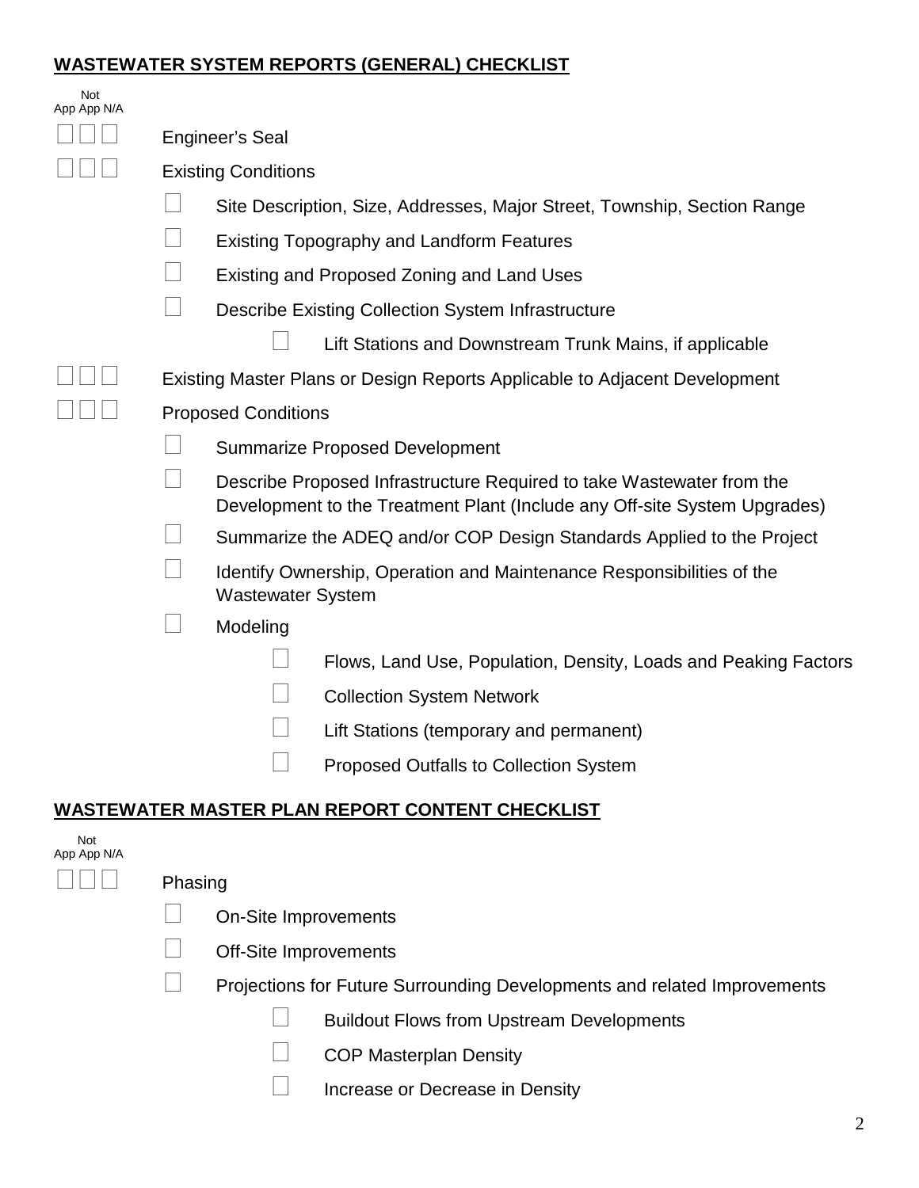## WASTEWATER SYSTEM REPORTS (GENERAL) CHECKLIST

App | Not App | N/A

- ☐ ☐ ☐ Engineer's Seal
- ☐ ☐ ☐ Existing Conditions
  - ☐ Site Description, Size, Addresses, Major Street, Township, Section Range
  - ☐ Existing Topography and Landform Features
  - ☐ Existing and Proposed Zoning and Land Uses
  - ☐ Describe Existing Collection System Infrastructure
    - ☐ Lift Stations and Downstream Trunk Mains, if applicable
- ☐ ☐ ☐ Existing Master Plans or Design Reports Applicable to Adjacent Development
- ☐ ☐ ☐ Proposed Conditions
  - ☐ Summarize Proposed Development
  - ☐ Describe Proposed Infrastructure Required to take Wastewater from the Development to the Treatment Plant (Include any Off-site System Upgrades)
  - ☐ Summarize the ADEQ and/or COP Design Standards Applied to the Project
  - ☐ Identify Ownership, Operation and Maintenance Responsibilities of the Wastewater System
  - ☐ Modeling
    - ☐ Flows, Land Use, Population, Density, Loads and Peaking Factors
    - ☐ Collection System Network
    - ☐ Lift Stations (temporary and permanent)
    - ☐ Proposed Outfalls to Collection System

## WASTEWATER MASTER PLAN REPORT CONTENT CHECKLIST

App | Not App | N/A

- ☐ ☐ ☐ Phasing
  - ☐ On-Site Improvements
  - ☐ Off-Site Improvements
  - ☐ Projections for Future Surrounding Developments and related Improvements
    - ☐ Buildout Flows from Upstream Developments
    - ☐ COP Masterplan Density
    - ☐ Increase or Decrease in Density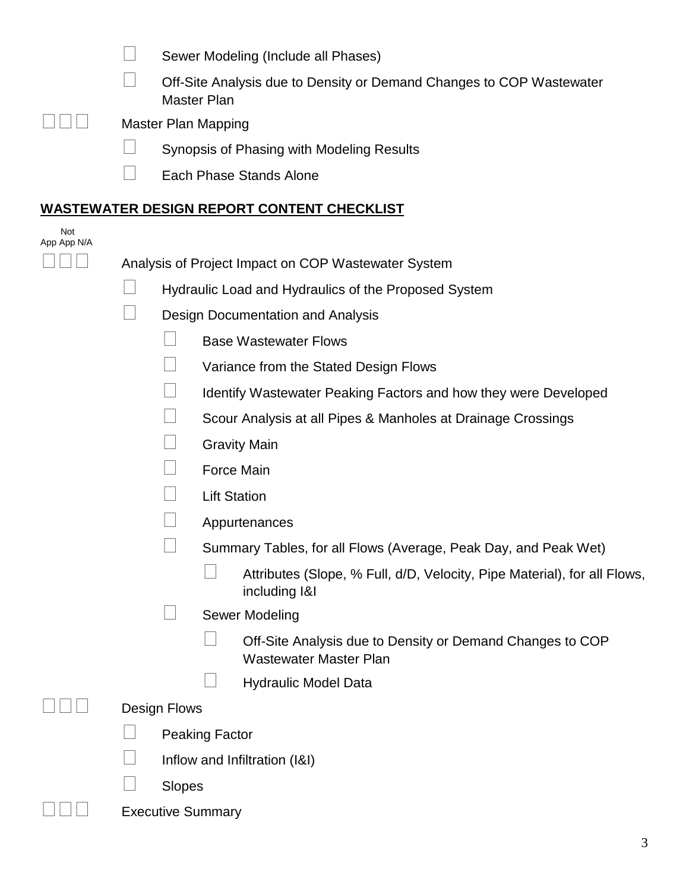- ☐ Sewer Modeling (Include all Phases)
- ☐ Off-Site Analysis due to Density or Demand Changes to COP Wastewater Master Plan

☐ ☐ ☐ Master Plan Mapping

- ☐ Synopsis of Phasing with Modeling Results
- ☐ Each Phase Stands Alone

## WASTEWATER DESIGN REPORT CONTENT CHECKLIST

Not App App N/A

☐ ☐ ☐ Analysis of Project Impact on COP Wastewater System

- ☐ Hydraulic Load and Hydraulics of the Proposed System
- ☐ Design Documentation and Analysis
  - ☐ Base Wastewater Flows
  - ☐ Variance from the Stated Design Flows
  - ☐ Identify Wastewater Peaking Factors and how they were Developed
  - ☐ Scour Analysis at all Pipes & Manholes at Drainage Crossings
  - ☐ Gravity Main
  - ☐ Force Main
  - ☐ Lift Station
  - ☐ Appurtenances
  - ☐ Summary Tables, for all Flows (Average, Peak Day, and Peak Wet)
    - ☐ Attributes (Slope, % Full, d/D, Velocity, Pipe Material), for all Flows, including I&I
  - ☐ Sewer Modeling
    - ☐ Off-Site Analysis due to Density or Demand Changes to COP Wastewater Master Plan
    - ☐ Hydraulic Model Data

☐ ☐ ☐ Design Flows

- ☐ Peaking Factor
- ☐ Inflow and Infiltration (I&I)
- ☐ Slopes

☐ ☐ ☐ Executive Summary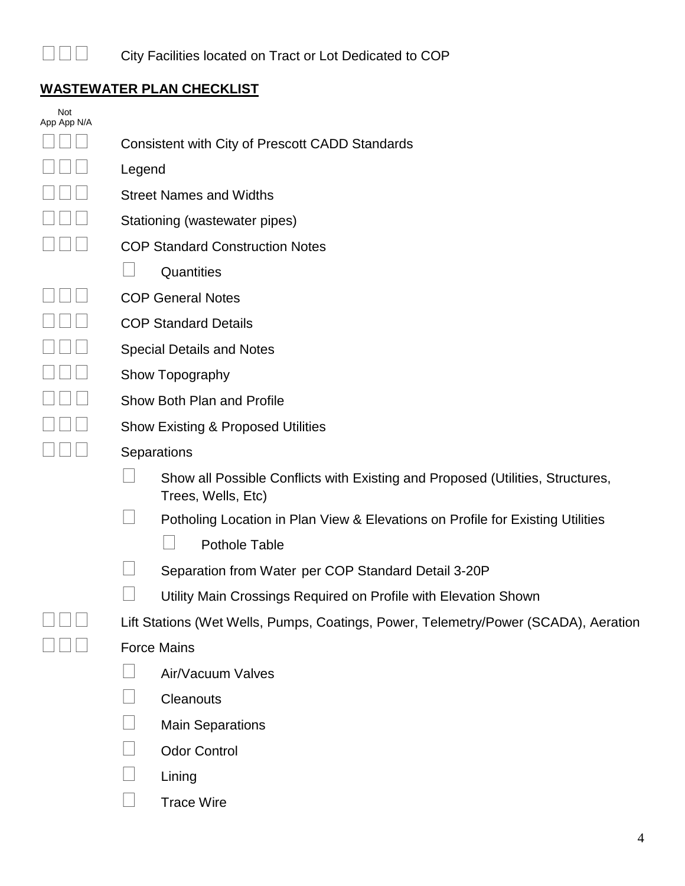☐ ☐ ☐ City Facilities located on Tract or Lot Dedicated to COP

## WASTEWATER PLAN CHECKLIST

App Not App N/A

- ☐ ☐ ☐ Consistent with City of Prescott CADD Standards
- ☐ ☐ ☐ Legend
- ☐ ☐ ☐ Street Names and Widths
- ☐ ☐ ☐ Stationing (wastewater pipes)
- ☐ ☐ ☐ COP Standard Construction Notes
  - ☐ Quantities
- ☐ ☐ ☐ COP General Notes
- ☐ ☐ ☐ COP Standard Details
- ☐ ☐ ☐ Special Details and Notes
- ☐ ☐ ☐ Show Topography
- ☐ ☐ ☐ Show Both Plan and Profile
- ☐ ☐ ☐ Show Existing & Proposed Utilities
- ☐ ☐ ☐ Separations
  - ☐ Show all Possible Conflicts with Existing and Proposed (Utilities, Structures, Trees, Wells, Etc)
  - ☐ Potholing Location in Plan View & Elevations on Profile for Existing Utilities
    - ☐ Pothole Table
  - ☐ Separation from Water per COP Standard Detail 3-20P
  - ☐ Utility Main Crossings Required on Profile with Elevation Shown
- ☐ ☐ ☐ Lift Stations (Wet Wells, Pumps, Coatings, Power, Telemetry/Power (SCADA), Aeration
- ☐ ☐ ☐ Force Mains
  - ☐ Air/Vacuum Valves
  - ☐ Cleanouts
  - ☐ Main Separations
  - ☐ Odor Control
  - ☐ Lining
  - ☐ Trace Wire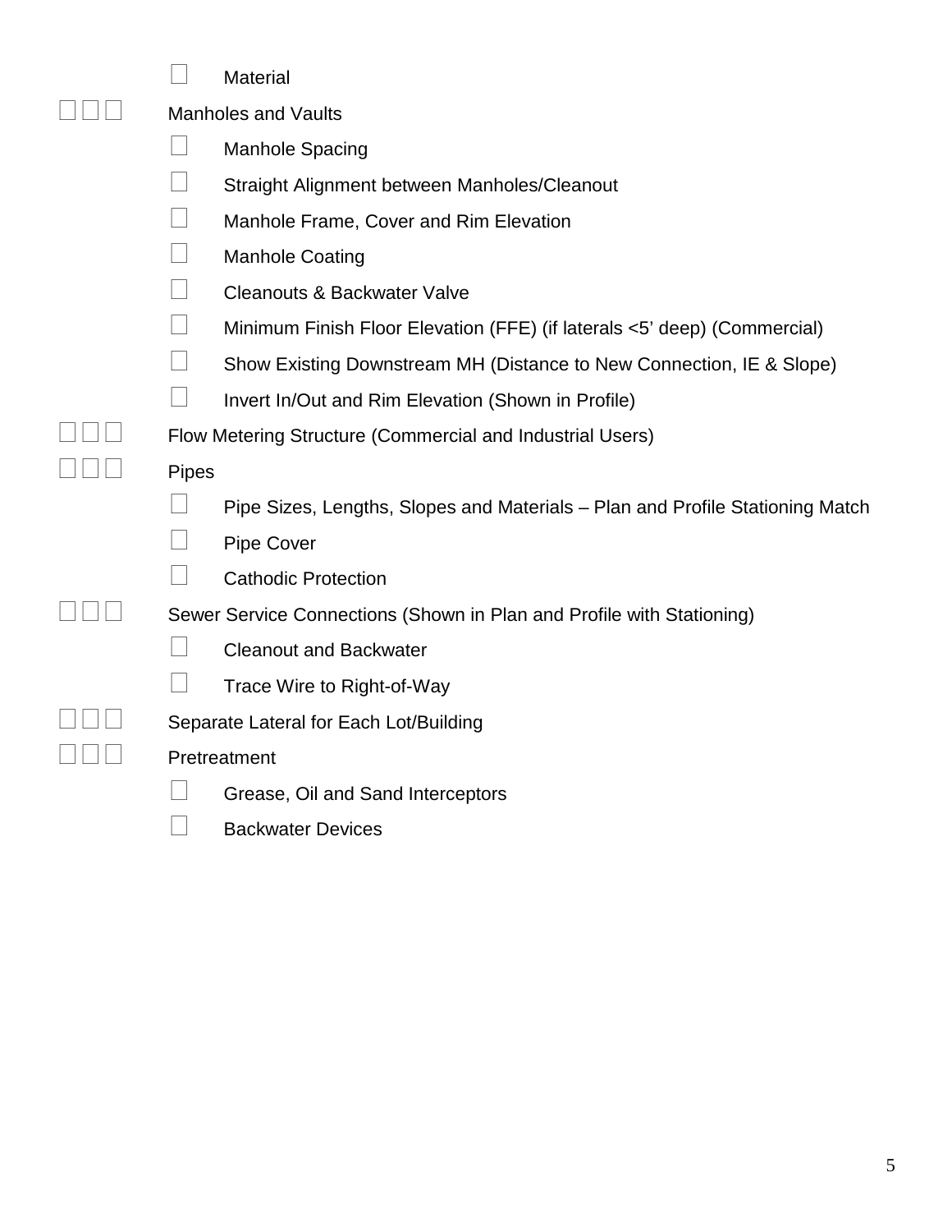- ☐ Material

☐ ☐ ☐ Manholes and Vaults

- ☐ Manhole Spacing
- ☐ Straight Alignment between Manholes/Cleanout
- ☐ Manhole Frame, Cover and Rim Elevation
- ☐ Manhole Coating
- ☐ Cleanouts & Backwater Valve
- ☐ Minimum Finish Floor Elevation (FFE) (if laterals <5' deep) (Commercial)
- ☐ Show Existing Downstream MH (Distance to New Connection, IE & Slope)
- ☐ Invert In/Out and Rim Elevation (Shown in Profile)

☐ ☐ ☐ Flow Metering Structure (Commercial and Industrial Users)

☐ ☐ ☐ Pipes

- ☐ Pipe Sizes, Lengths, Slopes and Materials – Plan and Profile Stationing Match
- ☐ Pipe Cover
- ☐ Cathodic Protection

☐ ☐ ☐ Sewer Service Connections (Shown in Plan and Profile with Stationing)

- ☐ Cleanout and Backwater
- ☐ Trace Wire to Right-of-Way

☐ ☐ ☐ Separate Lateral for Each Lot/Building

☐ ☐ ☐ Pretreatment

- ☐ Grease, Oil and Sand Interceptors
- ☐ Backwater Devices